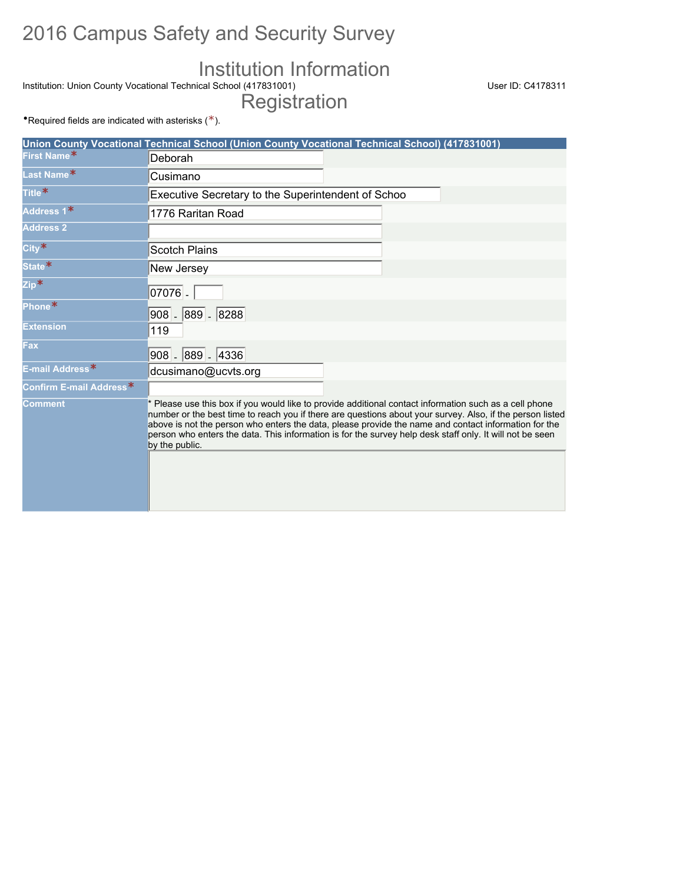# 2016 Campus Safety and Security Survey

## Institution Information

Institution: Union County Vocational Technical School (417831001)

User ID: C4178311

## Registration

•Required fields are indicated with asterisks (*).

| Union County Vocational Technical School (Union County Vocational Technical School) (417831001) | |
|---|---|
| First Name* | Deborah |
| Last Name* | Cusimano |
| Title* | Executive Secretary to the Superintendent of Schoo |
| Address 1* | 1776 Raritan Road |
| Address 2 | |
| City* | Scotch Plains |
| State* | New Jersey |
| Zip* | 07076 - |
| Phone* | 908 - 889 - 8288 |
| Extension | 119 |
| Fax | 908 - 889 - 4336 |
| E-mail Address* | dcusimano@ucvts.org |
| Confirm E-mail Address* | |
| Comment | * Please use this box if you would like to provide additional contact information such as a cell phone number or the best time to reach you if there are questions about your survey. Also, if the person listed above is not the person who enters the data, please provide the name and contact information for the person who enters the data. This information is for the survey help desk staff only. It will not be seen by the public. |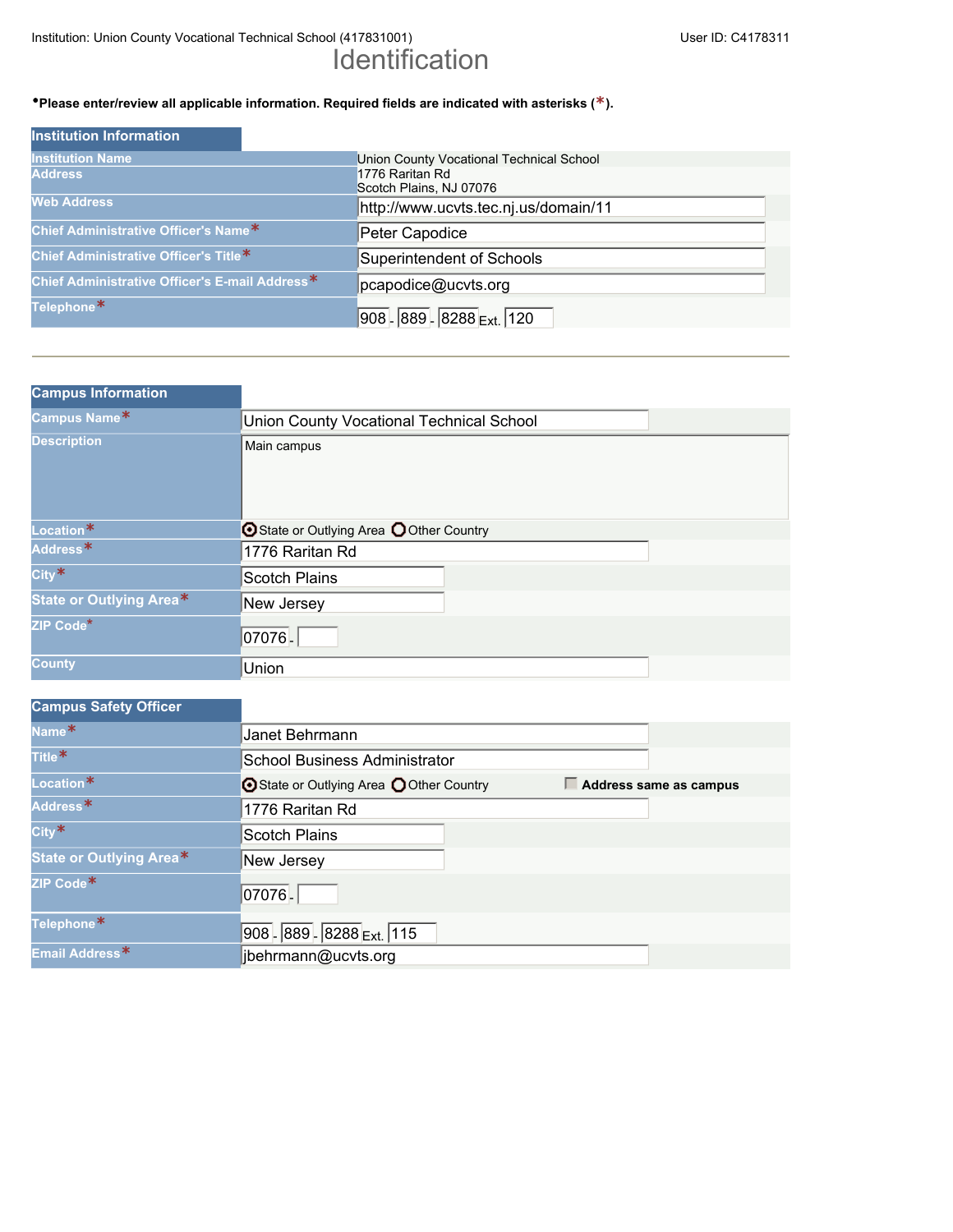Institution: Union County Vocational Technical School (417831001) User ID: C4178311

# Identification

•**Please enter/review all applicable information. Required fields are indicated with asterisks (*).**

## Institution Information

| Field | Value |
|---|---|
| Institution Name | Union County Vocational Technical School |
| Address | 1776 Raritan Rd<br>Scotch Plains, NJ 07076 |
| Web Address | http://www.ucvts.tec.nj.us/domain/11 |
| Chief Administrative Officer's Name* | Peter Capodice |
| Chief Administrative Officer's Title* | Superintendent of Schools |
| Chief Administrative Officer's E-mail Address* | pcapodice@ucvts.org |
| Telephone* | 908 - 889 - 8288 Ext. 120 |

## Campus Information

| Field | Value |
|---|---|
| Campus Name* | Union County Vocational Technical School |
| Description | Main campus |
| Location* | (•) State or Outlying Area ( ) Other Country |
| Address* | 1776 Raritan Rd |
| City* | Scotch Plains |
| State or Outlying Area* | New Jersey |
| ZIP Code* | 07076 - |
| County | Union |

## Campus Safety Officer

| Field | Value |
|---|---|
| Name* | Janet Behrmann |
| Title* | School Business Administrator |
| Location* | (•) State or Outlying Area ( ) Other Country ☐ **Address same as campus** |
| Address* | 1776 Raritan Rd |
| City* | Scotch Plains |
| State or Outlying Area* | New Jersey |
| ZIP Code* | 07076 - |
| Telephone* | 908 - 889 - 8288 Ext. 115 |
| Email Address* | jbehrmann@ucvts.org |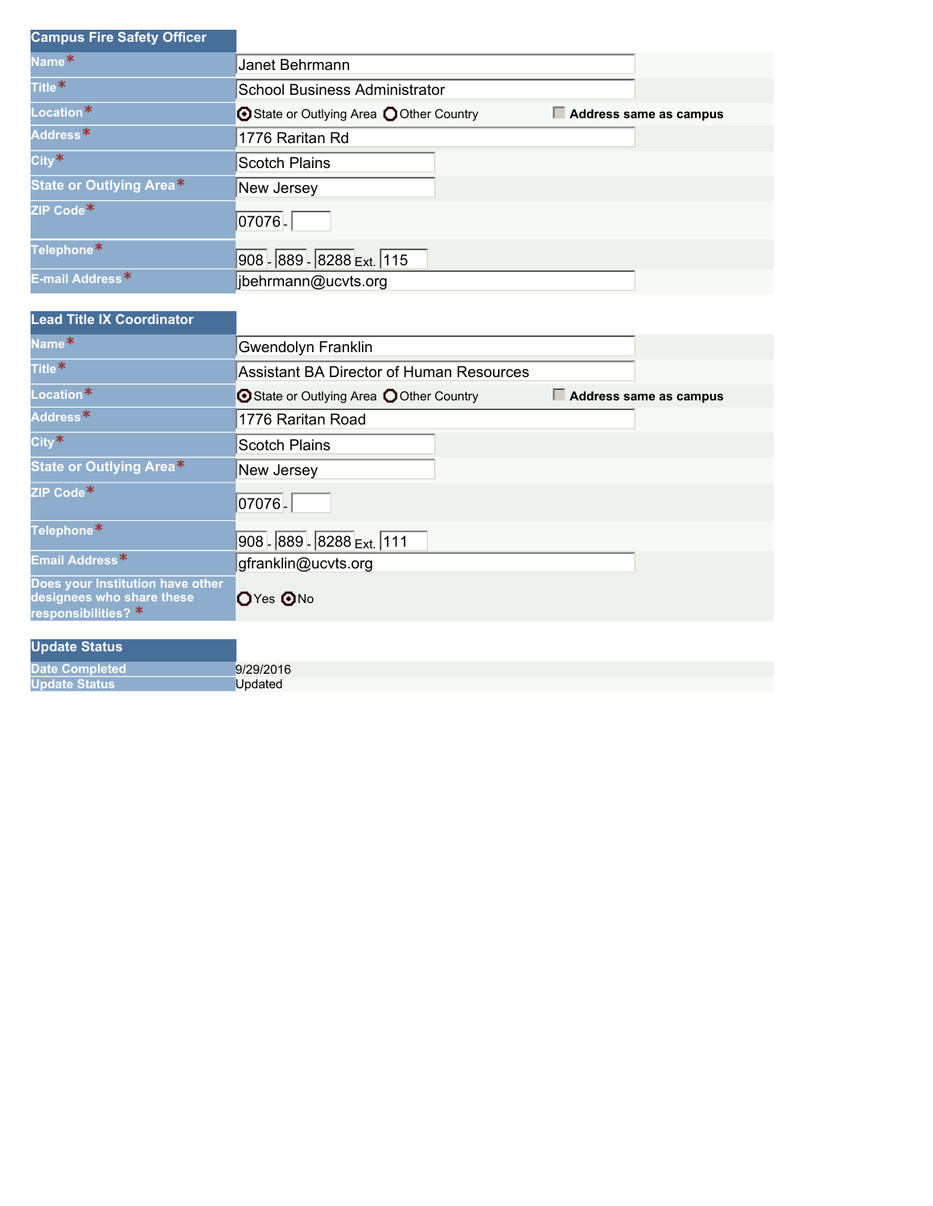## Campus Fire Safety Officer

| | |
|---|---|
| Name* | Janet Behrmann |
| Title* | School Business Administrator |
| Location* | (•) State or Outlying Area ( ) Other Country ☐ Address same as campus |
| Address* | 1776 Raritan Rd |
| City* | Scotch Plains |
| State or Outlying Area* | New Jersey |
| ZIP Code* | 07076 - |
| Telephone* | 908 - 889 - 8288 Ext. 115 |
| E-mail Address* | jbehrmann@ucvts.org |

## Lead Title IX Coordinator

| | |
|---|---|
| Name* | Gwendolyn Franklin |
| Title* | Assistant BA Director of Human Resources |
| Location* | (•) State or Outlying Area ( ) Other Country ☐ Address same as campus |
| Address* | 1776 Raritan Road |
| City* | Scotch Plains |
| State or Outlying Area* | New Jersey |
| ZIP Code* | 07076 - |
| Telephone* | 908 - 889 - 8288 Ext. 111 |
| Email Address* | gfranklin@ucvts.org |
| Does your Institution have other designees who share these responsibilities? * | ( ) Yes (•) No |

## Update Status

| | |
|---|---|
| Date Completed | 9/29/2016 |
| Update Status | Updated |